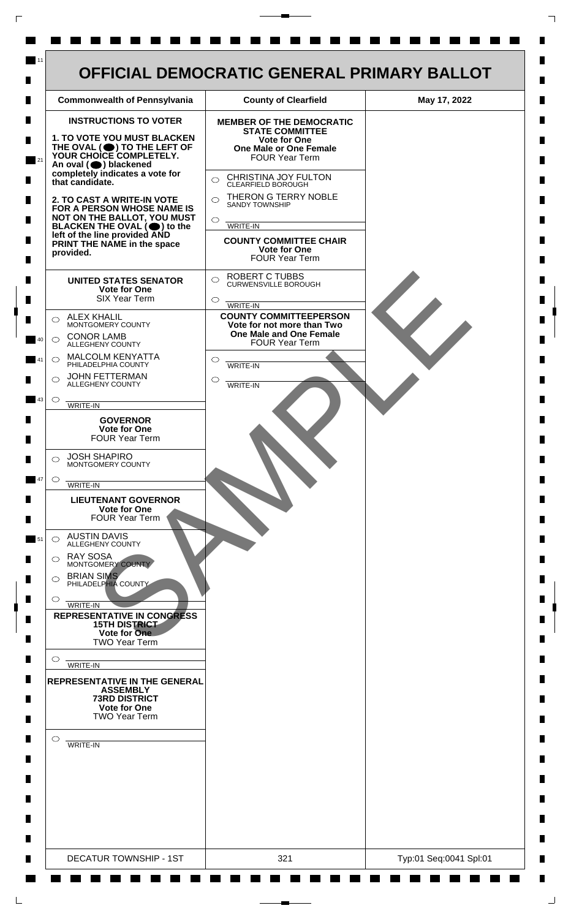# OFFICIAL DEMOCRATIC GENERAL PRIMARY BALLOT

| Commonwealth of Pennsylvania | County of Clearfield | May 17, 2022 |
| --- | --- | --- |

## INSTRUCTIONS TO VOTER

**1. TO VOTE YOU MUST BLACKEN THE OVAL (⬤) TO THE LEFT OF YOUR CHOICE COMPLETELY.** An oval (⬤) blackened completely indicates a vote for that candidate.

**2. TO CAST A WRITE-IN VOTE FOR A PERSON WHOSE NAME IS NOT ON THE BALLOT, YOU MUST BLACKEN THE OVAL (⬤) to the left of the line provided AND PRINT THE NAME in the space provided.**

### UNITED STATES SENATOR
**Vote for One**
SIX Year Term

- ○ ALEX KHALIL — MONTGOMERY COUNTY
- ○ CONOR LAMB — ALLEGHENY COUNTY
- ○ MALCOLM KENYATTA — PHILADELPHIA COUNTY
- ○ JOHN FETTERMAN — ALLEGHENY COUNTY
- ○ ________ WRITE-IN

### GOVERNOR
**Vote for One**
FOUR Year Term

- ○ JOSH SHAPIRO — MONTGOMERY COUNTY
- ○ ________ WRITE-IN

### LIEUTENANT GOVERNOR
**Vote for One**
FOUR Year Term

- ○ AUSTIN DAVIS — ALLEGHENY COUNTY
- ○ RAY SOSA — MONTGOMERY COUNTY
- ○ BRIAN SIMS — PHILADELPHIA COUNTY
- ○ ________ WRITE-IN

### REPRESENTATIVE IN CONGRESS
**15TH DISTRICT**
**Vote for One**
TWO Year Term

- ○ ________ WRITE-IN

### REPRESENTATIVE IN THE GENERAL ASSEMBLY
**73RD DISTRICT**
**Vote for One**
TWO Year Term

- ○ ________ WRITE-IN

### MEMBER OF THE DEMOCRATIC STATE COMMITTEE
**Vote for One**
**One Male or One Female**
FOUR Year Term

- ○ CHRISTINA JOY FULTON — CLEARFIELD BOROUGH
- ○ THERON G TERRY NOBLE — SANDY TOWNSHIP
- ○ ________ WRITE-IN

### COUNTY COMMITTEE CHAIR
**Vote for One**
FOUR Year Term

- ○ ROBERT C TUBBS — CURWENSVILLE BOROUGH
- ○ ________ WRITE-IN

### COUNTY COMMITTEEPERSON
**Vote for not more than Two**
**One Male and One Female**
FOUR Year Term

- ○ ________ WRITE-IN
- ○ ________ WRITE-IN

SAMPLE

| DECATUR TOWNSHIP - 1ST | 321 | Typ:01 Seq:0041 Spl:01 |
| --- | --- | --- |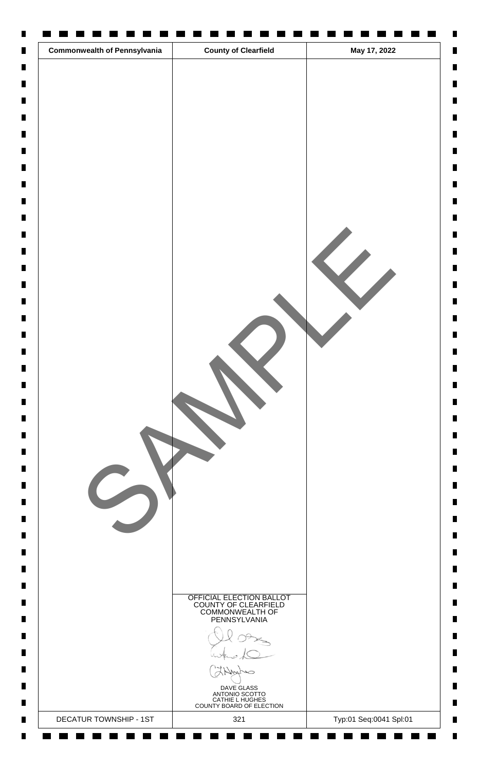| Commonwealth of Pennsylvania | County of Clearfield | May 17, 2022 |
|---|---|---|
| | | |

SAMPLE

OFFICIAL ELECTION BALLOT
COUNTY OF CLEARFIELD
COMMONWEALTH OF
PENNSYLVANIA

DAVE GLASS
ANTONIO SCOTTO
CATHIE L HUGHES
COUNTY BOARD OF ELECTION

| DECATUR TOWNSHIP - 1ST | 321 | Typ:01 Seq:0041 Spl:01 |
|---|---|---|